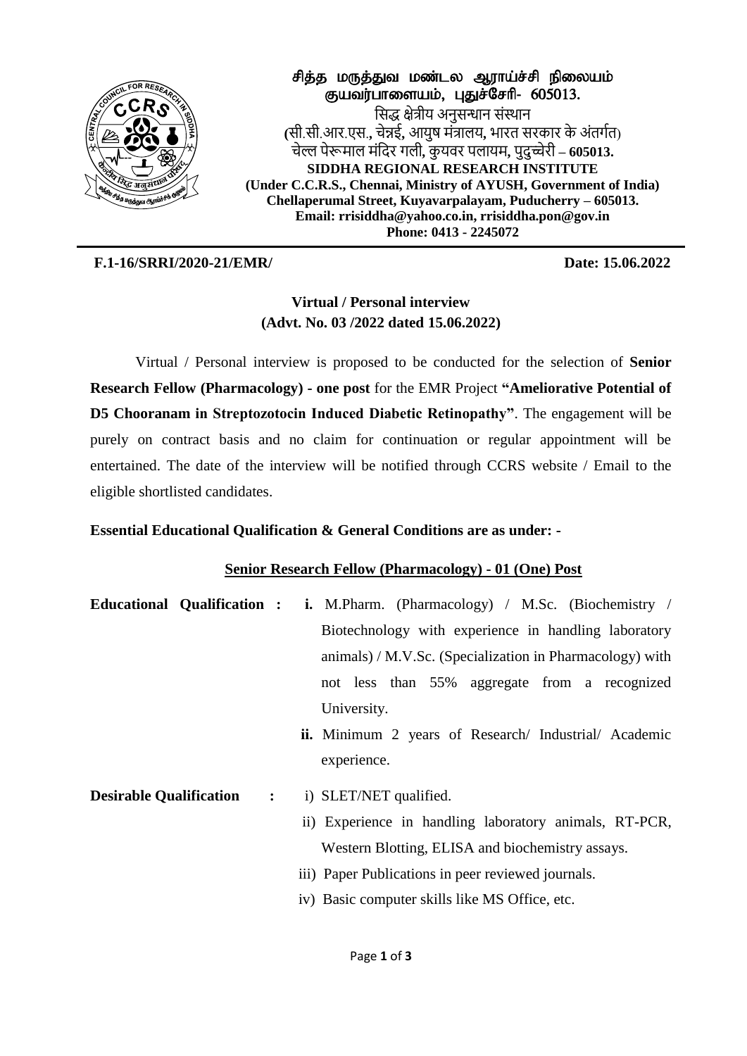**சித்த மருத்துவ மண்டல ஆராய்ச்சி நிலையம்**
**குயவர்பாளையம், புதுச்சேரி- 605013.**
सिद्ध क्षेत्रीय अनुसन्धान संस्थान
(सी.सी.आर.एस., चेन्नई, आयुष मंत्रालय, भारत सरकार के अंतर्गत)
चेल्ल पेरूमाल मंदिर गली, कुयवर पलायम, पुदुच्चेरी – **605013.**
**SIDDHA REGIONAL RESEARCH INSTITUTE**
**(Under C.C.R.S., Chennai, Ministry of AYUSH, Government of India)**
**Chellaperumal Street, Kuyavarpalayam, Puducherry – 605013.**
**Email: rrisiddha@yahoo.co.in, rrisiddha.pon@gov.in**
**Phone: 0413 - 2245072**

---

**F.1-16/SRRI/2020-21/EMR/** **Date: 15.06.2022**

**Virtual / Personal interview**
**(Advt. No. 03 /2022 dated 15.06.2022)**

Virtual / Personal interview is proposed to be conducted for the selection of **Senior Research Fellow (Pharmacology) - one post** for the EMR Project **"Ameliorative Potential of D5 Chooranam in Streptozotocin Induced Diabetic Retinopathy"**. The engagement will be purely on contract basis and no claim for continuation or regular appointment will be entertained. The date of the interview will be notified through CCRS website / Email to the eligible shortlisted candidates.

**Essential Educational Qualification & General Conditions are as under: -**

**Senior Research Fellow (Pharmacology) - 01 (One) Post**

**Educational Qualification :**

**i.** M.Pharm. (Pharmacology) / M.Sc. (Biochemistry / Biotechnology with experience in handling laboratory animals) / M.V.Sc. (Specialization in Pharmacology) with not less than 55% aggregate from a recognized University.

**ii.** Minimum 2 years of Research/ Industrial/ Academic experience.

**Desirable Qualification :**

i) SLET/NET qualified.

ii) Experience in handling laboratory animals, RT-PCR, Western Blotting, ELISA and biochemistry assays.

iii) Paper Publications in peer reviewed journals.

iv) Basic computer skills like MS Office, etc.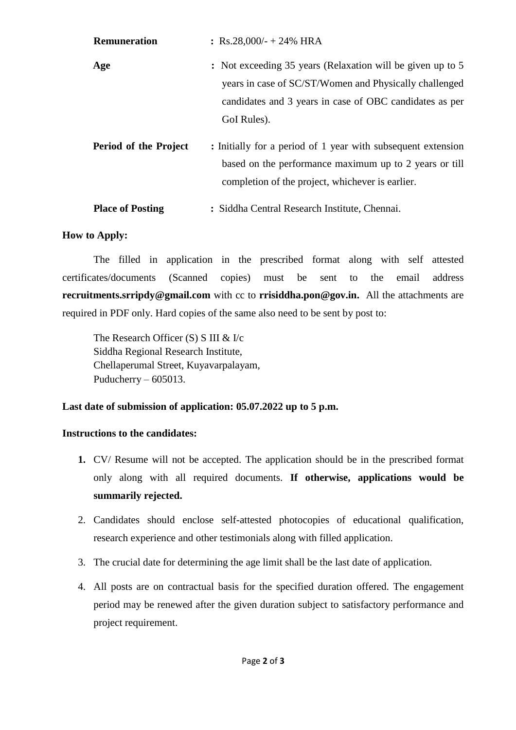**Remuneration** : Rs.28,000/- + 24% HRA

**Age** : Not exceeding 35 years (Relaxation will be given up to 5 years in case of SC/ST/Women and Physically challenged candidates and 3 years in case of OBC candidates as per GoI Rules).

**Period of the Project** : Initially for a period of 1 year with subsequent extension based on the performance maximum up to 2 years or till completion of the project, whichever is earlier.

**Place of Posting** : Siddha Central Research Institute, Chennai.

**How to Apply:**

The filled in application in the prescribed format along with self attested certificates/documents (Scanned copies) must be sent to the email address **recruitments.srripdy@gmail.com** with cc to **rrisiddha.pon@gov.in.** All the attachments are required in PDF only. Hard copies of the same also need to be sent by post to:

The Research Officer (S) S III & I/c
Siddha Regional Research Institute,
Chellaperumal Street, Kuyavarpalayam,
Puducherry – 605013.

**Last date of submission of application: 05.07.2022 up to 5 p.m.**

**Instructions to the candidates:**

1. CV/ Resume will not be accepted. The application should be in the prescribed format only along with all required documents. **If otherwise, applications would be summarily rejected.**
2. Candidates should enclose self-attested photocopies of educational qualification, research experience and other testimonials along with filled application.
3. The crucial date for determining the age limit shall be the last date of application.
4. All posts are on contractual basis for the specified duration offered. The engagement period may be renewed after the given duration subject to satisfactory performance and project requirement.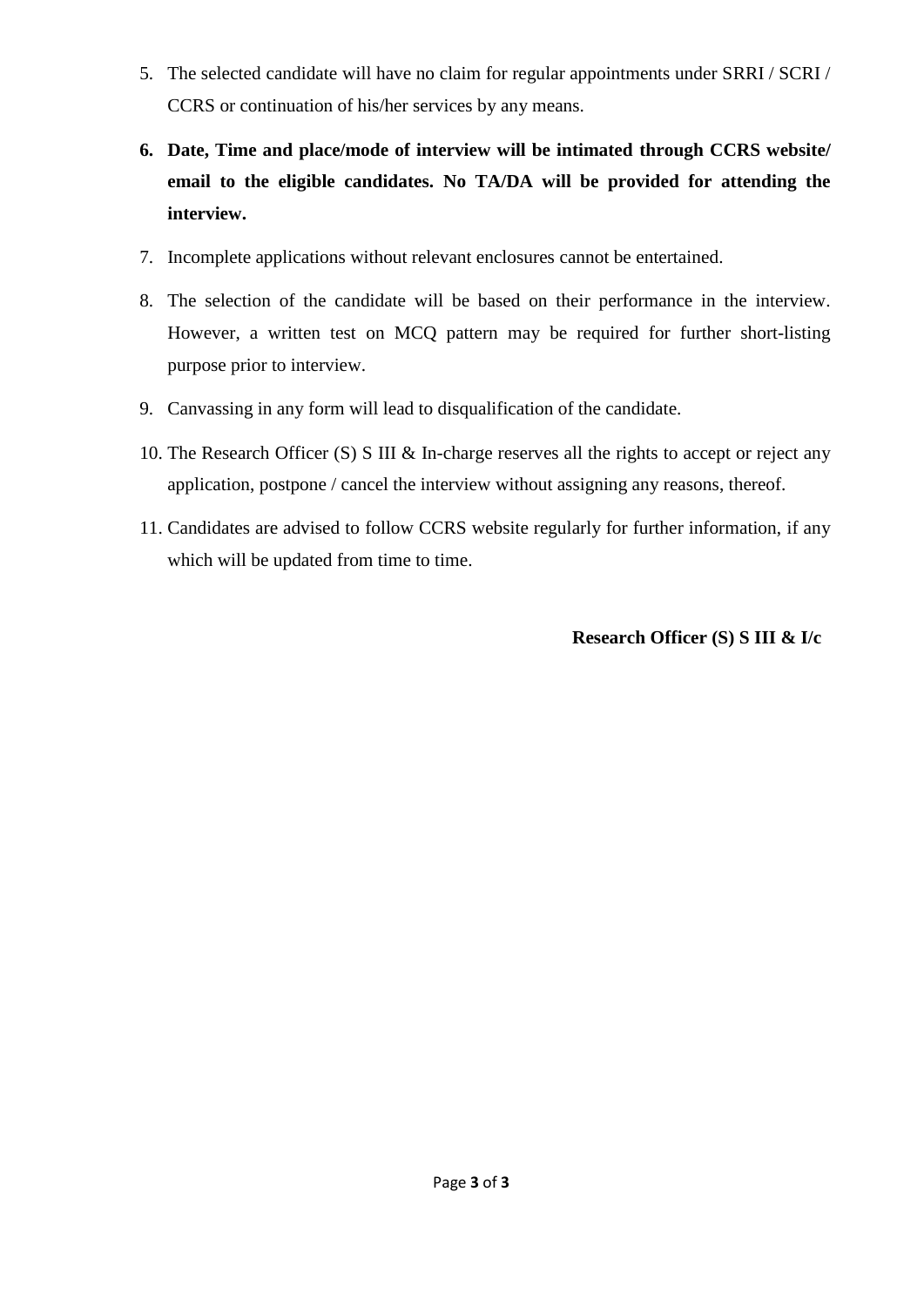5. The selected candidate will have no claim for regular appointments under SRRI / SCRI / CCRS or continuation of his/her services by any means.
6. **Date, Time and place/mode of interview will be intimated through CCRS website/ email to the eligible candidates. No TA/DA will be provided for attending the interview.**
7. Incomplete applications without relevant enclosures cannot be entertained.
8. The selection of the candidate will be based on their performance in the interview. However, a written test on MCQ pattern may be required for further short-listing purpose prior to interview.
9. Canvassing in any form will lead to disqualification of the candidate.
10. The Research Officer (S) S III & In-charge reserves all the rights to accept or reject any application, postpone / cancel the interview without assigning any reasons, thereof.
11. Candidates are advised to follow CCRS website regularly for further information, if any which will be updated from time to time.

**Research Officer (S) S III & I/c**